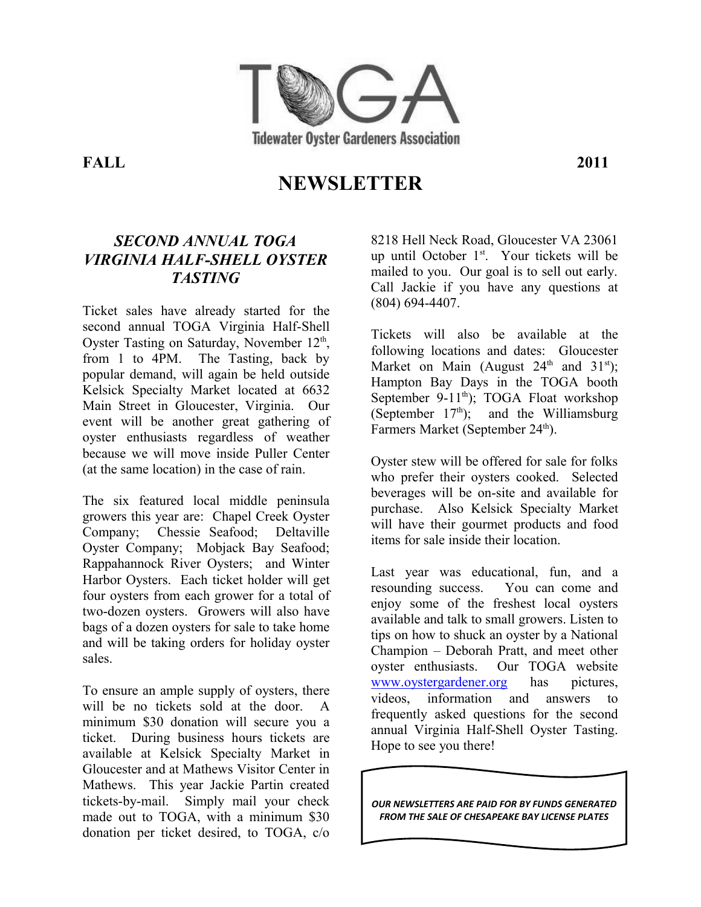# TOGA

Tidewater Oyster Gardeners Association

**FALL 2011**

# NEWSLETTER

## *SECOND ANNUAL TOGA VIRGINIA HALF-SHELL OYSTER TASTING*

Ticket sales have already started for the second annual TOGA Virginia Half-Shell Oyster Tasting on Saturday, November 12th, from 1 to 4PM. The Tasting, back by popular demand, will again be held outside Kelsick Specialty Market located at 6632 Main Street in Gloucester, Virginia. Our event will be another great gathering of oyster enthusiasts regardless of weather because we will move inside Puller Center (at the same location) in the case of rain.

The six featured local middle peninsula growers this year are: Chapel Creek Oyster Company; Chessie Seafood; Deltaville Oyster Company; Mobjack Bay Seafood; Rappahannock River Oysters; and Winter Harbor Oysters. Each ticket holder will get four oysters from each grower for a total of two-dozen oysters. Growers will also have bags of a dozen oysters for sale to take home and will be taking orders for holiday oyster sales.

To ensure an ample supply of oysters, there will be no tickets sold at the door. A minimum $30 donation will secure you a ticket. During business hours tickets are available at Kelsick Specialty Market in Gloucester and at Mathews Visitor Center in Mathews. This year Jackie Partin created tickets-by-mail. Simply mail your check made out to TOGA, with a minimum $30 donation per ticket desired, to TOGA, c/o 8218 Hell Neck Road, Gloucester VA 23061 up until October 1st. Your tickets will be mailed to you. Our goal is to sell out early. Call Jackie if you have any questions at (804) 694-4407.

Tickets will also be available at the following locations and dates: Gloucester Market on Main (August 24th and 31st); Hampton Bay Days in the TOGA booth September 9-11th); TOGA Float workshop (September 17th); and the Williamsburg Farmers Market (September 24th).

Oyster stew will be offered for sale for folks who prefer their oysters cooked. Selected beverages will be on-site and available for purchase. Also Kelsick Specialty Market will have their gourmet products and food items for sale inside their location.

Last year was educational, fun, and a resounding success. You can come and enjoy some of the freshest local oysters available and talk to small growers. Listen to tips on how to shuck an oyster by a National Champion – Deborah Pratt, and meet other oyster enthusiasts. Our TOGA website www.oystergardener.org has pictures, videos, information and answers to frequently asked questions for the second annual Virginia Half-Shell Oyster Tasting. Hope to see you there!

***OUR NEWSLETTERS ARE PAID FOR BY FUNDS GENERATED FROM THE SALE OF CHESAPEAKE BAY LICENSE PLATES***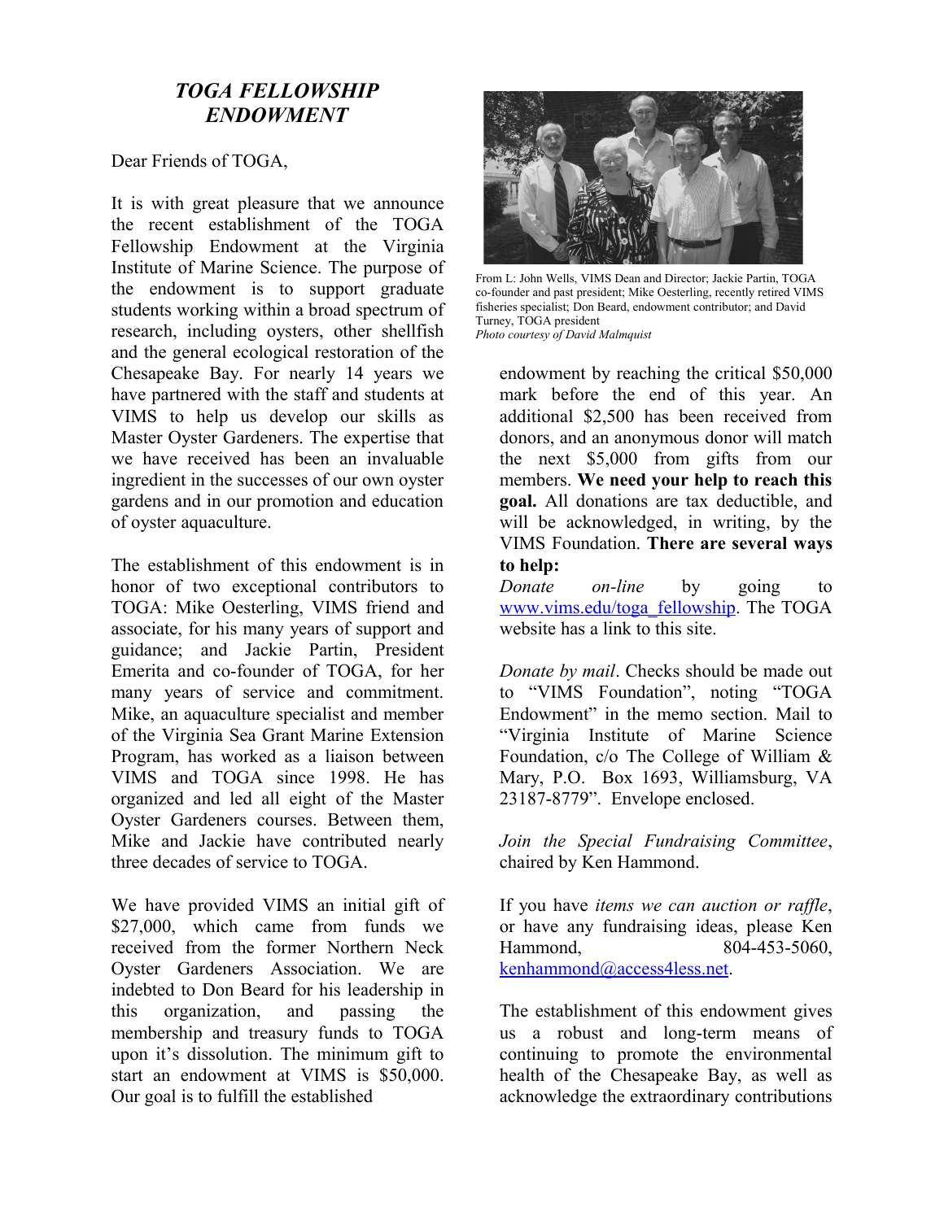## *TOGA FELLOWSHIP ENDOWMENT*

Dear Friends of TOGA,

It is with great pleasure that we announce the recent establishment of the TOGA Fellowship Endowment at the Virginia Institute of Marine Science. The purpose of the endowment is to support graduate students working within a broad spectrum of research, including oysters, other shellfish and the general ecological restoration of the Chesapeake Bay. For nearly 14 years we have partnered with the staff and students at VIMS to help us develop our skills as Master Oyster Gardeners. The expertise that we have received has been an invaluable ingredient in the successes of our own oyster gardens and in our promotion and education of oyster aquaculture.

The establishment of this endowment is in honor of two exceptional contributors to TOGA: Mike Oesterling, VIMS friend and associate, for his many years of support and guidance; and Jackie Partin, President Emerita and co-founder of TOGA, for her many years of service and commitment. Mike, an aquaculture specialist and member of the Virginia Sea Grant Marine Extension Program, has worked as a liaison between VIMS and TOGA since 1998. He has organized and led all eight of the Master Oyster Gardeners courses. Between them, Mike and Jackie have contributed nearly three decades of service to TOGA.

We have provided VIMS an initial gift of $27,000, which came from funds we received from the former Northern Neck Oyster Gardeners Association. We are indebted to Don Beard for his leadership in this organization, and passing the membership and treasury funds to TOGA upon it's dissolution. The minimum gift to start an endowment at VIMS is $50,000. Our goal is to fulfill the established endowment by reaching the critical $50,000 mark before the end of this year. An additional $2,500 has been received from donors, and an anonymous donor will match the next $5,000 from gifts from our members. **We need your help to reach this goal.** All donations are tax deductible, and will be acknowledged, in writing, by the VIMS Foundation. **There are several ways to help:**

From L: John Wells, VIMS Dean and Director; Jackie Partin, TOGA co-founder and past president; Mike Oesterling, recently retired VIMS fisheries specialist; Don Beard, endowment contributor; and David Turney, TOGA president
*Photo courtesy of David Malmquist*

*Donate on-line* by going to www.vims.edu/toga_fellowship. The TOGA website has a link to this site.

*Donate by mail*. Checks should be made out to "VIMS Foundation", noting "TOGA Endowment" in the memo section. Mail to "Virginia Institute of Marine Science Foundation, c/o The College of William & Mary, P.O. Box 1693, Williamsburg, VA 23187-8779". Envelope enclosed.

*Join the Special Fundraising Committee*, chaired by Ken Hammond.

If you have *items we can auction or raffle*, or have any fundraising ideas, please Ken Hammond, 804-453-5060, kenhammond@access4less.net.

The establishment of this endowment gives us a robust and long-term means of continuing to promote the environmental health of the Chesapeake Bay, as well as acknowledge the extraordinary contributions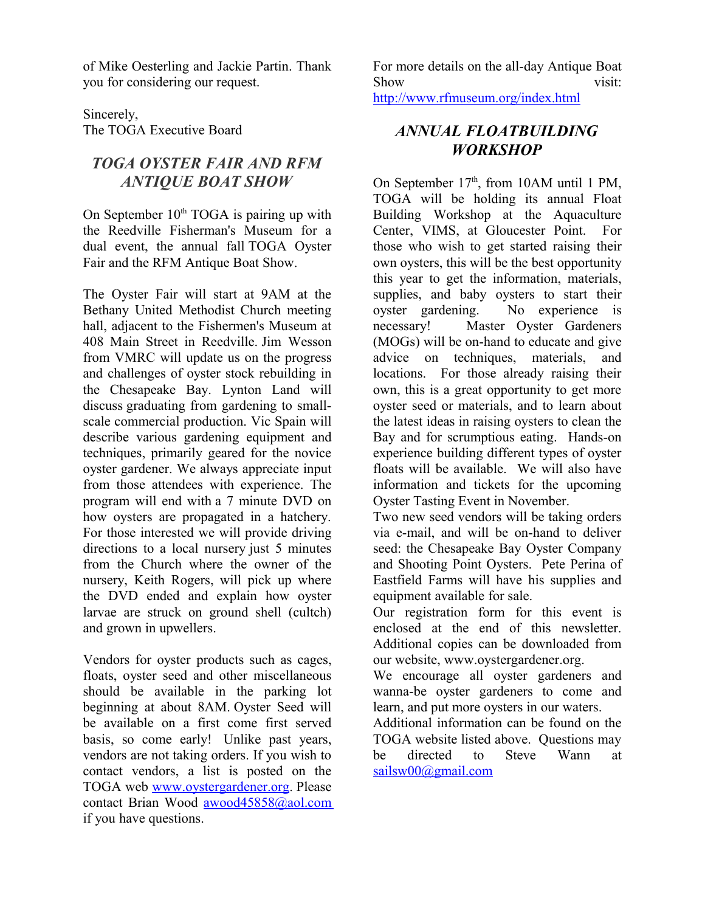of Mike Oesterling and Jackie Partin. Thank you for considering our request.

Sincerely,
The TOGA Executive Board

## *TOGA OYSTER FAIR AND RFM ANTIQUE BOAT SHOW*

On September 10th TOGA is pairing up with the Reedville Fisherman's Museum for a dual event, the annual fall TOGA Oyster Fair and the RFM Antique Boat Show.

The Oyster Fair will start at 9AM at the Bethany United Methodist Church meeting hall, adjacent to the Fishermen's Museum at 408 Main Street in Reedville. Jim Wesson from VMRC will update us on the progress and challenges of oyster stock rebuilding in the Chesapeake Bay. Lynton Land will discuss graduating from gardening to small-scale commercial production. Vic Spain will describe various gardening equipment and techniques, primarily geared for the novice oyster gardener. We always appreciate input from those attendees with experience. The program will end with a 7 minute DVD on how oysters are propagated in a hatchery. For those interested we will provide driving directions to a local nursery just 5 minutes from the Church where the owner of the nursery, Keith Rogers, will pick up where the DVD ended and explain how oyster larvae are struck on ground shell (cultch) and grown in upwellers.

Vendors for oyster products such as cages, floats, oyster seed and other miscellaneous should be available in the parking lot beginning at about 8AM. Oyster Seed will be available on a first come first served basis, so come early! Unlike past years, vendors are not taking orders. If you wish to contact vendors, a list is posted on the TOGA web www.oystergardener.org. Please contact Brian Wood awood45858@aol.com if you have questions.

For more details on the all-day Antique Boat Show visit: http://www.rfmuseum.org/index.html

## *ANNUAL FLOATBUILDING WORKSHOP*

On September 17th, from 10AM until 1 PM, TOGA will be holding its annual Float Building Workshop at the Aquaculture Center, VIMS, at Gloucester Point. For those who wish to get started raising their own oysters, this will be the best opportunity this year to get the information, materials, supplies, and baby oysters to start their oyster gardening. No experience is necessary! Master Oyster Gardeners (MOGs) will be on-hand to educate and give advice on techniques, materials, and locations. For those already raising their own, this is a great opportunity to get more oyster seed or materials, and to learn about the latest ideas in raising oysters to clean the Bay and for scrumptious eating. Hands-on experience building different types of oyster floats will be available. We will also have information and tickets for the upcoming Oyster Tasting Event in November.

Two new seed vendors will be taking orders via e-mail, and will be on-hand to deliver seed: the Chesapeake Bay Oyster Company and Shooting Point Oysters. Pete Perina of Eastfield Farms will have his supplies and equipment available for sale.

Our registration form for this event is enclosed at the end of this newsletter. Additional copies can be downloaded from our website, www.oystergardener.org.

We encourage all oyster gardeners and wanna-be oyster gardeners to come and learn, and put more oysters in our waters.

Additional information can be found on the TOGA website listed above. Questions may be directed to Steve Wann at sailsw00@gmail.com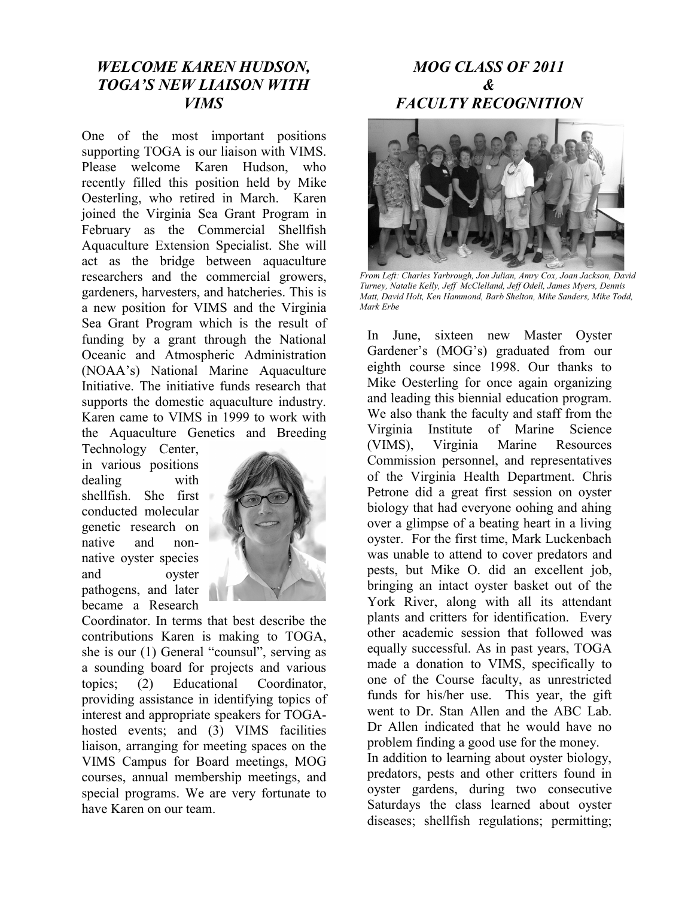## *WELCOME KAREN HUDSON, TOGA'S NEW LIAISON WITH VIMS*

One of the most important positions supporting TOGA is our liaison with VIMS. Please welcome Karen Hudson, who recently filled this position held by Mike Oesterling, who retired in March. Karen joined the Virginia Sea Grant Program in February as the Commercial Shellfish Aquaculture Extension Specialist. She will act as the bridge between aquaculture researchers and the commercial growers, gardeners, harvesters, and hatcheries. This is a new position for VIMS and the Virginia Sea Grant Program which is the result of funding by a grant through the National Oceanic and Atmospheric Administration (NOAA's) National Marine Aquaculture Initiative. The initiative funds research that supports the domestic aquaculture industry. Karen came to VIMS in 1999 to work with the Aquaculture Genetics and Breeding Technology Center, in various positions dealing with shellfish. She first conducted molecular genetic research on native and non-native oyster species and oyster pathogens, and later became a Research Coordinator. In terms that best describe the contributions Karen is making to TOGA, she is our (1) General "counsul", serving as a sounding board for projects and various topics; (2) Educational Coordinator, providing assistance in identifying topics of interest and appropriate speakers for TOGA-hosted events; and (3) VIMS facilities liaison, arranging for meeting spaces on the VIMS Campus for Board meetings, MOG courses, annual membership meetings, and special programs. We are very fortunate to have Karen on our team.

## *MOG CLASS OF 2011 & FACULTY RECOGNITION*

*From Left: Charles Yarbrough, Jon Julian, Amry Cox, Joan Jackson, David Turney, Natalie Kelly, Jeff McClelland, Jeff Odell, James Myers, Dennis Matt, David Holt, Ken Hammond, Barb Shelton, Mike Sanders, Mike Todd, Mark Erbe*

In June, sixteen new Master Oyster Gardener's (MOG's) graduated from our eighth course since 1998. Our thanks to Mike Oesterling for once again organizing and leading this biennial education program. We also thank the faculty and staff from the Virginia Institute of Marine Science (VIMS), Virginia Marine Resources Commission personnel, and representatives of the Virginia Health Department. Chris Petrone did a great first session on oyster biology that had everyone oohing and ahing over a glimpse of a beating heart in a living oyster. For the first time, Mark Luckenbach was unable to attend to cover predators and pests, but Mike O. did an excellent job, bringing an intact oyster basket out of the York River, along with all its attendant plants and critters for identification. Every other academic session that followed was equally successful. As in past years, TOGA made a donation to VIMS, specifically to one of the Course faculty, as unrestricted funds for his/her use. This year, the gift went to Dr. Stan Allen and the ABC Lab. Dr Allen indicated that he would have no problem finding a good use for the money.

In addition to learning about oyster biology, predators, pests and other critters found in oyster gardens, during two consecutive Saturdays the class learned about oyster diseases; shellfish regulations; permitting;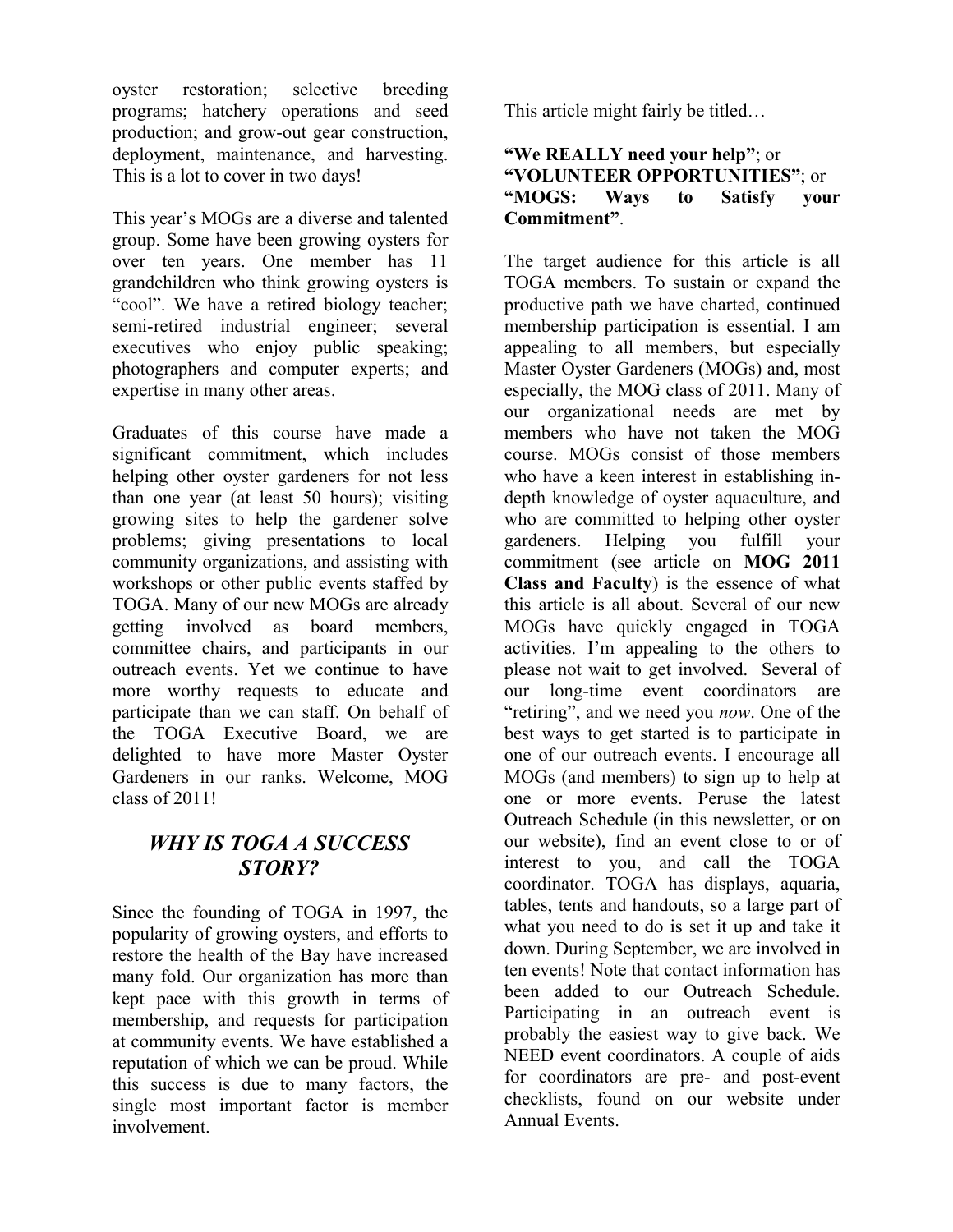oyster restoration; selective breeding programs; hatchery operations and seed production; and grow-out gear construction, deployment, maintenance, and harvesting. This is a lot to cover in two days!

This year's MOGs are a diverse and talented group. Some have been growing oysters for over ten years. One member has 11 grandchildren who think growing oysters is "cool". We have a retired biology teacher; semi-retired industrial engineer; several executives who enjoy public speaking; photographers and computer experts; and expertise in many other areas.

Graduates of this course have made a significant commitment, which includes helping other oyster gardeners for not less than one year (at least 50 hours); visiting growing sites to help the gardener solve problems; giving presentations to local community organizations, and assisting with workshops or other public events staffed by TOGA. Many of our new MOGs are already getting involved as board members, committee chairs, and participants in our outreach events. Yet we continue to have more worthy requests to educate and participate than we can staff. On behalf of the TOGA Executive Board, we are delighted to have more Master Oyster Gardeners in our ranks. Welcome, MOG class of 2011!

## *WHY IS TOGA A SUCCESS STORY?*

Since the founding of TOGA in 1997, the popularity of growing oysters, and efforts to restore the health of the Bay have increased many fold. Our organization has more than kept pace with this growth in terms of membership, and requests for participation at community events. We have established a reputation of which we can be proud. While this success is due to many factors, the single most important factor is member involvement.

This article might fairly be titled…

**"We REALLY need your help"**; or **"VOLUNTEER OPPORTUNITIES"**; or **"MOGS: Ways to Satisfy your Commitment"**.

The target audience for this article is all TOGA members. To sustain or expand the productive path we have charted, continued membership participation is essential. I am appealing to all members, but especially Master Oyster Gardeners (MOGs) and, most especially, the MOG class of 2011. Many of our organizational needs are met by members who have not taken the MOG course. MOGs consist of those members who have a keen interest in establishing in-depth knowledge of oyster aquaculture, and who are committed to helping other oyster gardeners. Helping you fulfill your commitment (see article on **MOG 2011 Class and Faculty**) is the essence of what this article is all about. Several of our new MOGs have quickly engaged in TOGA activities. I'm appealing to the others to please not wait to get involved. Several of our long-time event coordinators are "retiring", and we need you *now*. One of the best ways to get started is to participate in one of our outreach events. I encourage all MOGs (and members) to sign up to help at one or more events. Peruse the latest Outreach Schedule (in this newsletter, or on our website), find an event close to or of interest to you, and call the TOGA coordinator. TOGA has displays, aquaria, tables, tents and handouts, so a large part of what you need to do is set it up and take it down. During September, we are involved in ten events! Note that contact information has been added to our Outreach Schedule. Participating in an outreach event is probably the easiest way to give back. We NEED event coordinators. A couple of aids for coordinators are pre- and post-event checklists, found on our website under Annual Events.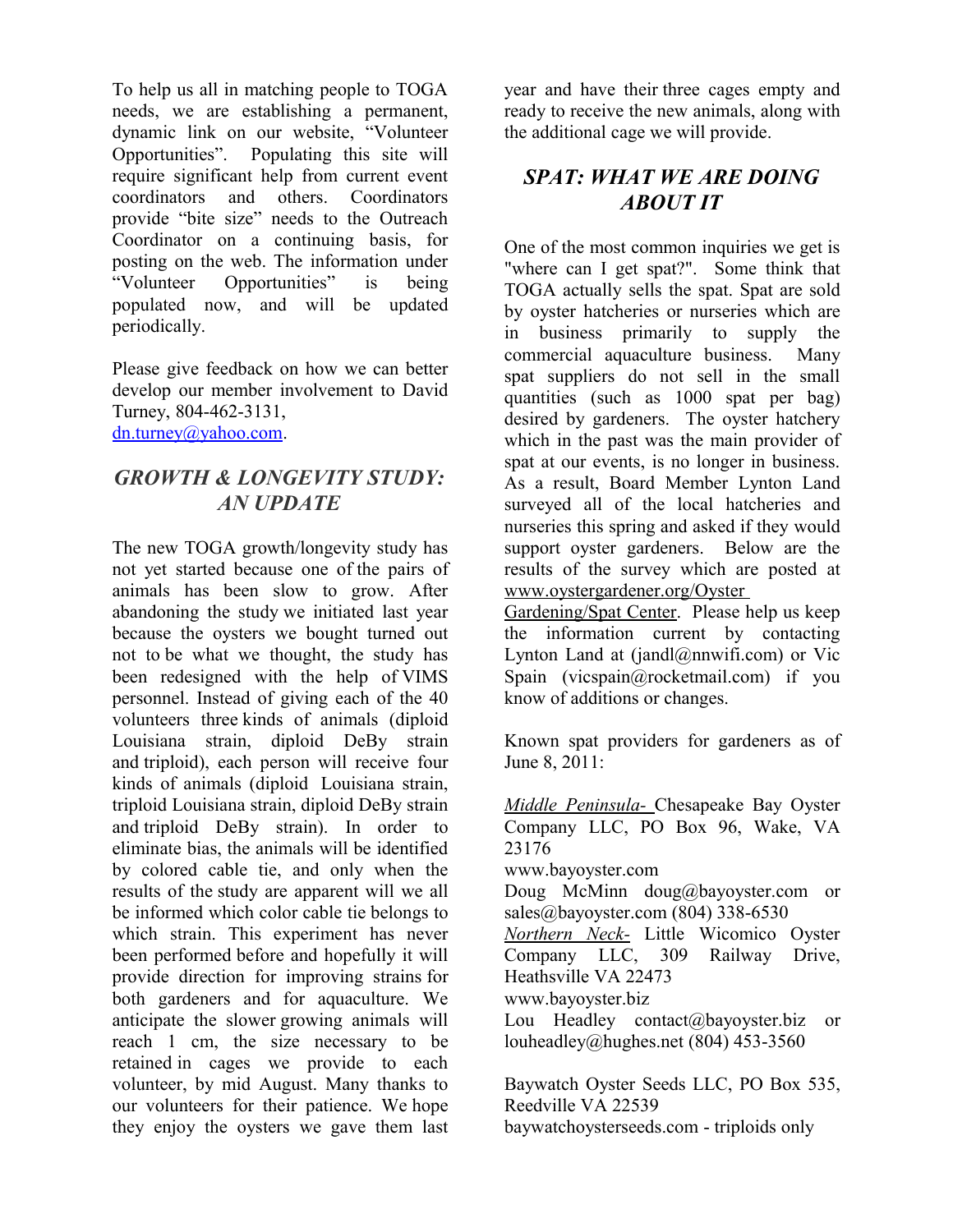To help us all in matching people to TOGA needs, we are establishing a permanent, dynamic link on our website, "Volunteer Opportunities". Populating this site will require significant help from current event coordinators and others. Coordinators provide "bite size" needs to the Outreach Coordinator on a continuing basis, for posting on the web. The information under "Volunteer Opportunities" is being populated now, and will be updated periodically.

Please give feedback on how we can better develop our member involvement to David Turney, 804-462-3131, dn.turney@yahoo.com.

## *GROWTH & LONGEVITY STUDY: AN UPDATE*

The new TOGA growth/longevity study has not yet started because one of the pairs of animals has been slow to grow. After abandoning the study we initiated last year because the oysters we bought turned out not to be what we thought, the study has been redesigned with the help of VIMS personnel. Instead of giving each of the 40 volunteers three kinds of animals (diploid Louisiana strain, diploid DeBy strain and triploid), each person will receive four kinds of animals (diploid Louisiana strain, triploid Louisiana strain, diploid DeBy strain and triploid DeBy strain). In order to eliminate bias, the animals will be identified by colored cable tie, and only when the results of the study are apparent will we all be informed which color cable tie belongs to which strain. This experiment has never been performed before and hopefully it will provide direction for improving strains for both gardeners and for aquaculture. We anticipate the slower growing animals will reach 1 cm, the size necessary to be retained in cages we provide to each volunteer, by mid August. Many thanks to our volunteers for their patience. We hope they enjoy the oysters we gave them last year and have their three cages empty and ready to receive the new animals, along with the additional cage we will provide.

## *SPAT: WHAT WE ARE DOING ABOUT IT*

One of the most common inquiries we get is "where can I get spat?". Some think that TOGA actually sells the spat. Spat are sold by oyster hatcheries or nurseries which are in business primarily to supply the commercial aquaculture business. Many spat suppliers do not sell in the small quantities (such as 1000 spat per bag) desired by gardeners. The oyster hatchery which in the past was the main provider of spat at our events, is no longer in business. As a result, Board Member Lynton Land surveyed all of the local hatcheries and nurseries this spring and asked if they would support oyster gardeners. Below are the results of the survey which are posted at www.oystergardener.org/Oyster Gardening/Spat Center. Please help us keep the information current by contacting Lynton Land at (jandl@nnwifi.com) or Vic Spain (vicspain@rocketmail.com) if you know of additions or changes.

Known spat providers for gardeners as of June 8, 2011:

*Middle Peninsula-* Chesapeake Bay Oyster Company LLC, PO Box 96, Wake, VA 23176
www.bayoyster.com
Doug McMinn doug@bayoyster.com or sales@bayoyster.com (804) 338-6530
*Northern Neck-* Little Wicomico Oyster Company LLC, 309 Railway Drive, Heathsville VA 22473
www.bayoyster.biz
Lou Headley contact@bayoyster.biz or louheadley@hughes.net (804) 453-3560

Baywatch Oyster Seeds LLC, PO Box 535, Reedville VA 22539
baywatchoysterseeds.com - triploids only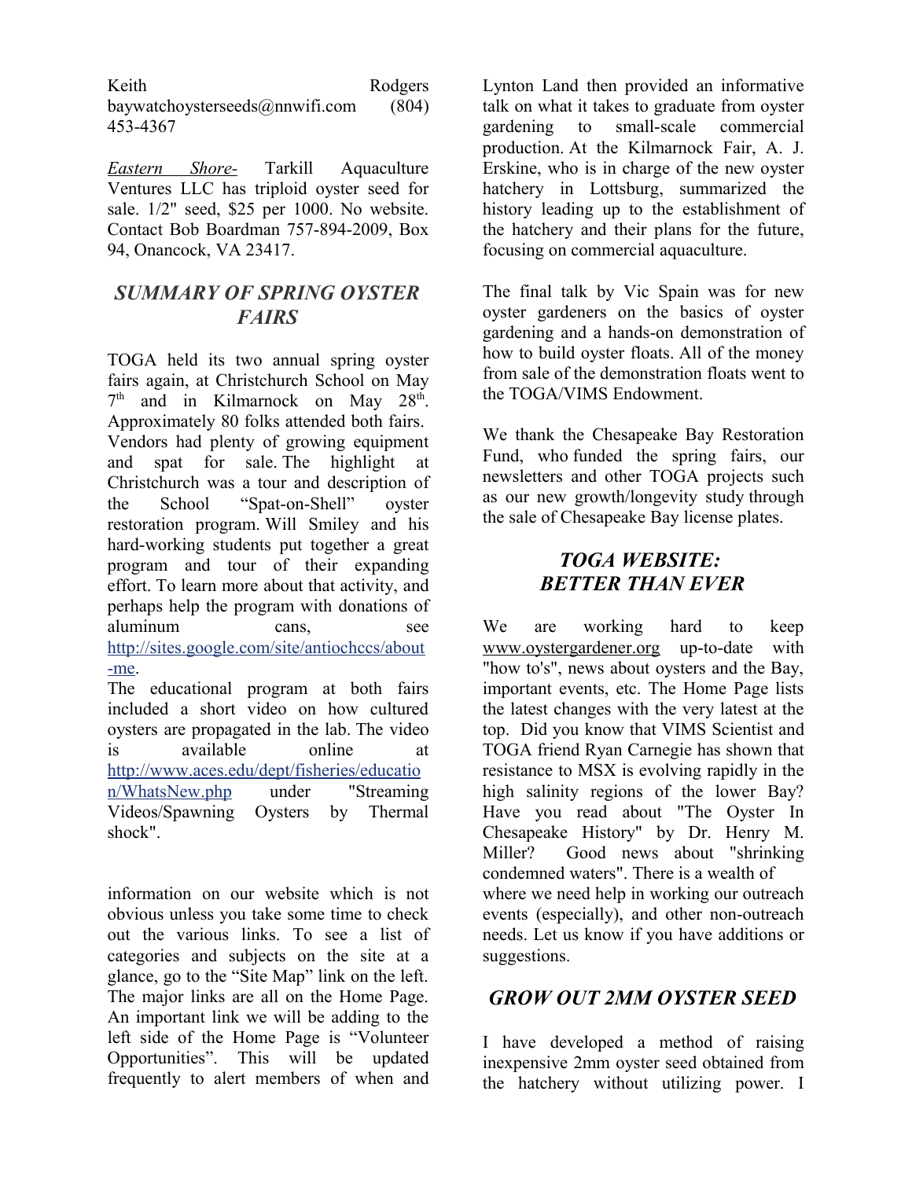Keith Rodgers baywatchoysterseeds@nnwifi.com (804) 453-4367

*Eastern Shore-* Tarkill Aquaculture Ventures LLC has triploid oyster seed for sale. 1/2" seed, $25 per 1000. No website. Contact Bob Boardman 757-894-2009, Box 94, Onancock, VA 23417.

## *SUMMARY OF SPRING OYSTER FAIRS*

TOGA held its two annual spring oyster fairs again, at Christchurch School on May 7th and in Kilmarnock on May 28th. Approximately 80 folks attended both fairs. Vendors had plenty of growing equipment and spat for sale. The highlight at Christchurch was a tour and description of the School "Spat-on-Shell" oyster restoration program. Will Smiley and his hard-working students put together a great program and tour of their expanding effort. To learn more about that activity, and perhaps help the program with donations of aluminum cans, see http://sites.google.com/site/antiochccs/about-me.

The educational program at both fairs included a short video on how cultured oysters are propagated in the lab. The video is available online at http://www.aces.edu/dept/fisheries/education/WhatsNew.php under "Streaming Videos/Spawning Oysters by Thermal shock".

Lynton Land then provided an informative talk on what it takes to graduate from oyster gardening to small-scale commercial production. At the Kilmarnock Fair, A. J. Erskine, who is in charge of the new oyster hatchery in Lottsburg, summarized the history leading up to the establishment of the hatchery and their plans for the future, focusing on commercial aquaculture.

The final talk by Vic Spain was for new oyster gardeners on the basics of oyster gardening and a hands-on demonstration of how to build oyster floats. All of the money from sale of the demonstration floats went to the TOGA/VIMS Endowment.

We thank the Chesapeake Bay Restoration Fund, who funded the spring fairs, our newsletters and other TOGA projects such as our new growth/longevity study through the sale of Chesapeake Bay license plates.

## *TOGA WEBSITE: BETTER THAN EVER*

We are working hard to keep www.oystergardener.org up-to-date with "how to's", news about oysters and the Bay, important events, etc. The Home Page lists the latest changes with the very latest at the top. Did you know that VIMS Scientist and TOGA friend Ryan Carnegie has shown that resistance to MSX is evolving rapidly in the high salinity regions of the lower Bay? Have you read about "The Oyster In Chesapeake History" by Dr. Henry M. Miller? Good news about "shrinking condemned waters". There is a wealth of information on our website which is not obvious unless you take some time to check out the various links. To see a list of categories and subjects on the site at a glance, go to the "Site Map" link on the left. The major links are all on the Home Page. An important link we will be adding to the left side of the Home Page is "Volunteer Opportunities". This will be updated frequently to alert members of when and where we need help in working our outreach events (especially), and other non-outreach needs. Let us know if you have additions or suggestions.

## *GROW OUT 2MM OYSTER SEED*

I have developed a method of raising inexpensive 2mm oyster seed obtained from the hatchery without utilizing power. I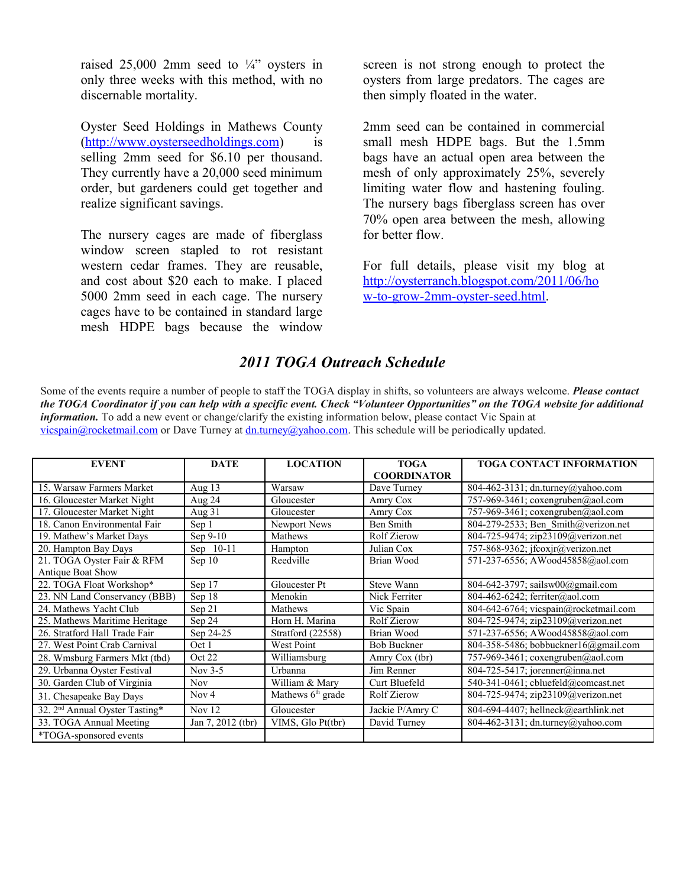raised 25,000 2mm seed to ¼" oysters in only three weeks with this method, with no discernable mortality.

Oyster Seed Holdings in Mathews County (http://www.oysterseedholdings.com) is selling 2mm seed for $6.10 per thousand. They currently have a 20,000 seed minimum order, but gardeners could get together and realize significant savings.

The nursery cages are made of fiberglass window screen stapled to rot resistant western cedar frames. They are reusable, and cost about $20 each to make. I placed 5000 2mm seed in each cage. The nursery cages have to be contained in standard large mesh HDPE bags because the window screen is not strong enough to protect the oysters from large predators. The cages are then simply floated in the water.

2mm seed can be contained in commercial small mesh HDPE bags. But the 1.5mm bags have an actual open area between the mesh of only approximately 25%, severely limiting water flow and hastening fouling. The nursery bags fiberglass screen has over 70% open area between the mesh, allowing for better flow.

For full details, please visit my blog at http://oysterranch.blogspot.com/2011/06/how-to-grow-2mm-oyster-seed.html.

## *2011 TOGA Outreach Schedule*

Some of the events require a number of people to staff the TOGA display in shifts, so volunteers are always welcome. ***Please contact the TOGA Coordinator if you can help with a specific event. Check "Volunteer Opportunities" on the TOGA website for additional information.*** To add a new event or change/clarify the existing information below, please contact Vic Spain at vicspain@rocketmail.com or Dave Turney at dn.turney@yahoo.com. This schedule will be periodically updated.

| EVENT | DATE | LOCATION | TOGA COORDINATOR | TOGA CONTACT INFORMATION |
|---|---|---|---|---|
| 15. Warsaw Farmers Market | Aug 13 | Warsaw | Dave Turney | 804-462-3131; dn.turney@yahoo.com |
| 16. Gloucester Market Night | Aug 24 | Gloucester | Amry Cox | 757-969-3461; coxengruben@aol.com |
| 17. Gloucester Market Night | Aug 31 | Gloucester | Amry Cox | 757-969-3461; coxengruben@aol.com |
| 18. Canon Environmental Fair | Sep 1 | Newport News | Ben Smith | 804-279-2533; Ben_Smith@verizon.net |
| 19. Mathew's Market Days | Sep 9-10 | Mathews | Rolf Zierow | 804-725-9474; zip23109@verizon.net |
| 20. Hampton Bay Days | Sep 10-11 | Hampton | Julian Cox | 757-868-9362; jfcoxjr@verizon.net |
| 21. TOGA Oyster Fair & RFM Antique Boat Show | Sep 10 | Reedville | Brian Wood | 571-237-6556; AWood45858@aol.com |
| 22. TOGA Float Workshop* | Sep 17 | Gloucester Pt | Steve Wann | 804-642-3797; sailsw00@gmail.com |
| 23. NN Land Conservancy (BBB) | Sep 18 | Menokin | Nick Ferriter | 804-462-6242; ferriter@aol.com |
| 24. Mathews Yacht Club | Sep 21 | Mathews | Vic Spain | 804-642-6764; vicspain@rocketmail.com |
| 25. Mathews Maritime Heritage | Sep 24 | Horn H. Marina | Rolf Zierow | 804-725-9474; zip23109@verizon.net |
| 26. Stratford Hall Trade Fair | Sep 24-25 | Stratford (22558) | Brian Wood | 571-237-6556; AWood45858@aol.com |
| 27. West Point Crab Carnival | Oct 1 | West Point | Bob Buckner | 804-358-5486; bobbuckner16@gmail.com |
| 28. Wmsburg Farmers Mkt (tbd) | Oct 22 | Williamsburg | Amry Cox (tbr) | 757-969-3461; coxengruben@aol.com |
| 29. Urbanna Oyster Festival | Nov 3-5 | Urbanna | Jim Renner | 804-725-5417; jorenner@inna.net |
| 30. Garden Club of Virginia | Nov | William & Mary | Curt Bluefeld | 540-341-0461; cbluefeld@comcast.net |
| 31. Chesapeake Bay Days | Nov 4 | Mathews 6th grade | Rolf Zierow | 804-725-9474; zip23109@verizon.net |
| 32. 2nd Annual Oyster Tasting* | Nov 12 | Gloucester | Jackie P/Amry C | 804-694-4407; hellneck@earthlink.net |
| 33. TOGA Annual Meeting | Jan 7, 2012 (tbr) | VIMS, Glo Pt(tbr) | David Turney | 804-462-3131; dn.turney@yahoo.com |
| *TOGA-sponsored events | | | | |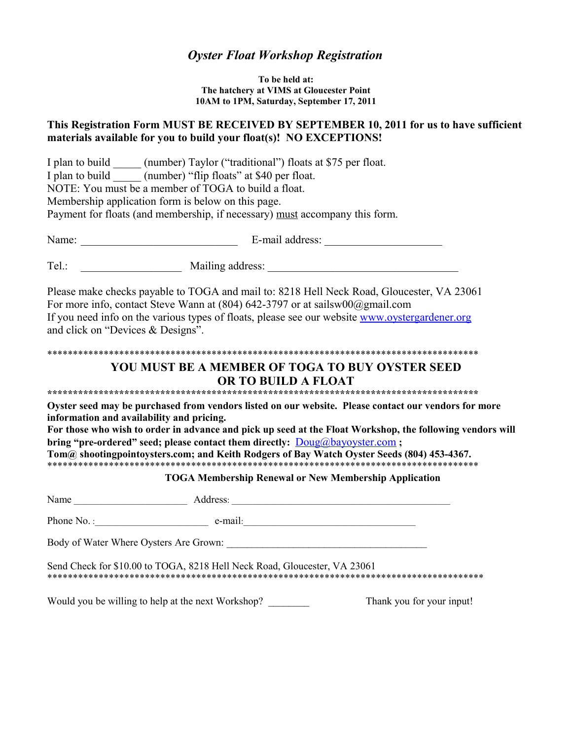# *Oyster Float Workshop Registration*

**To be held at:**
**The hatchery at VIMS at Gloucester Point**
**10AM to 1PM, Saturday, September 17, 2011**

**This Registration Form MUST BE RECEIVED BY SEPTEMBER 10, 2011 for us to have sufficient materials available for you to build your float(s)! NO EXCEPTIONS!**

I plan to build _____ (number) Taylor ("traditional") floats at $75 per float.
I plan to build _____ (number) "flip floats" at $40 per float.
NOTE: You must be a member of TOGA to build a float.
Membership application form is below on this page.
Payment for floats (and membership, if necessary) must accompany this form.

Name: ____________________________ E-mail address: _____________________

Tel.: __________________ Mailing address: __________________________________

Please make checks payable to TOGA and mail to: 8218 Hell Neck Road, Gloucester, VA 23061
For more info, contact Steve Wann at (804) 642-3797 or at sailsw00@gmail.com
If you need info on the various types of floats, please see our website www.oystergardener.org and click on "Devices & Designs".

*****************************************************************************************

## YOU MUST BE A MEMBER OF TOGA TO BUY OYSTER SEED OR TO BUILD A FLOAT

*****************************************************************************************

**Oyster seed may be purchased from vendors listed on our website. Please contact our vendors for more information and availability and pricing.**
**For those who wish to order in advance and pick up seed at the Float Workshop, the following vendors will bring "pre-ordered" seed; please contact them directly: Doug@bayoyster.com ; Tom@ shootingpointoysters.com; and Keith Rodgers of Bay Watch Oyster Seeds (804) 453-4367.**

*****************************************************************************************

**TOGA Membership Renewal or New Membership Application**

Name ______________________ Address: ___________________________________________

Phone No. :______________________ e-mail:__________________________________

Body of Water Where Oysters Are Grown: _______________________________________

Send Check for $10.00 to TOGA, 8218 Hell Neck Road, Gloucester, VA 23061

*****************************************************************************************

Would you be willing to help at the next Workshop? ________ Thank you for your input!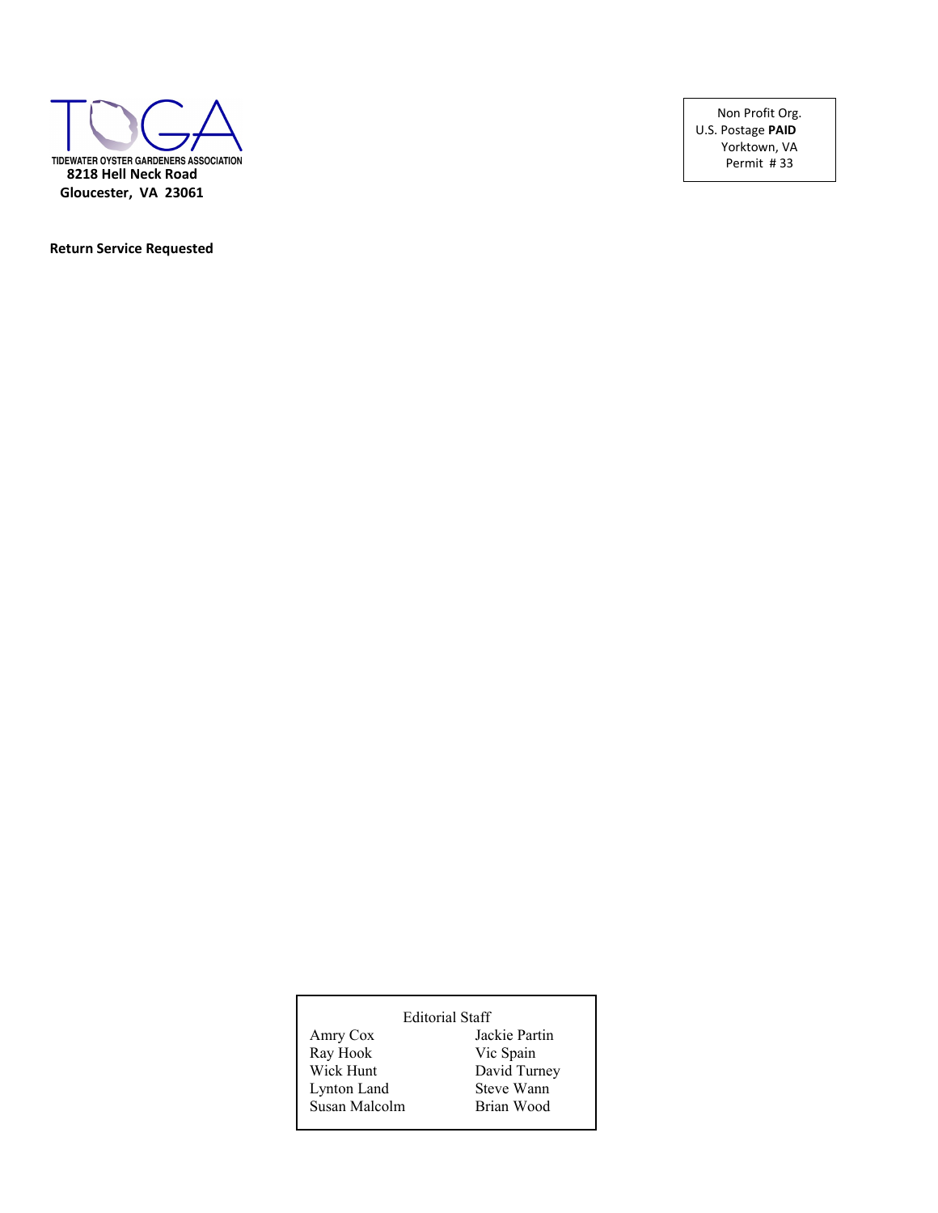TOGA

TIDEWATER OYSTER GARDENERS ASSOCIATION

**8218 Hell Neck Road**

**Gloucester, VA 23061**

**Return Service Requested**

Non Profit Org.
U.S. Postage **PAID**
Yorktown, VA
Permit # 33

| Editorial Staff | |
|---|---|
| Amry Cox | Jackie Partin |
| Ray Hook | Vic Spain |
| Wick Hunt | David Turney |
| Lynton Land | Steve Wann |
| Susan Malcolm | Brian Wood |